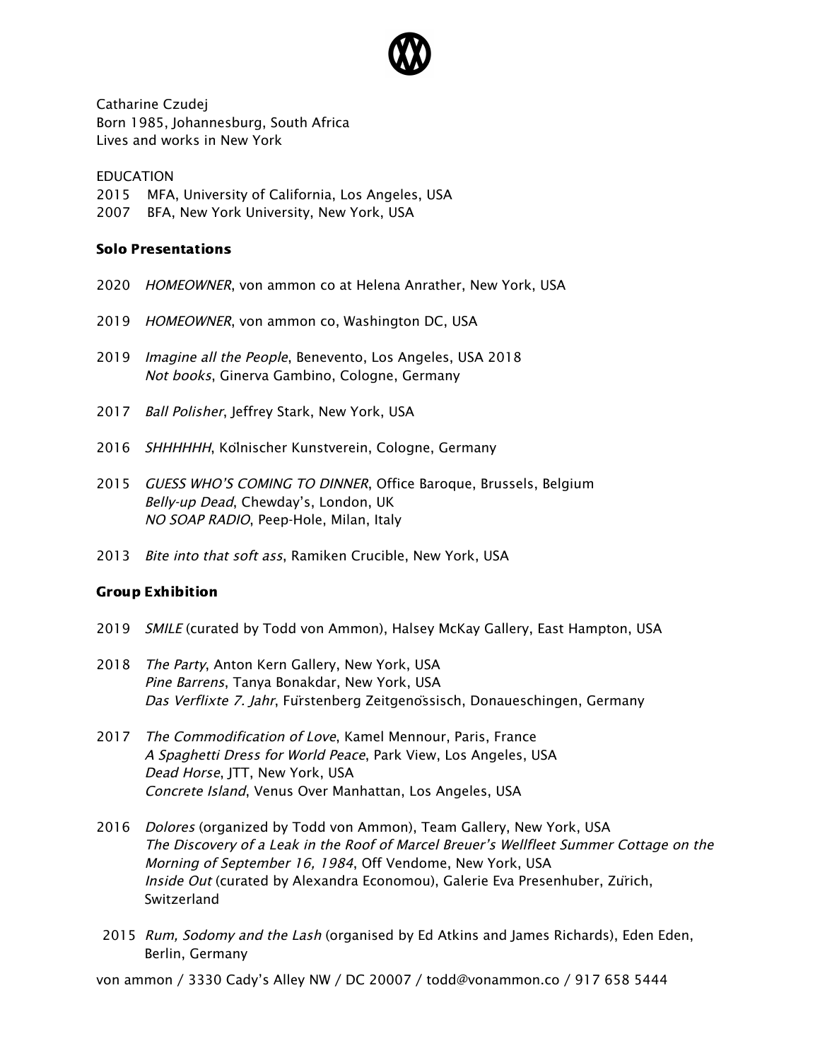Catharine Czudej
Born 1985, Johannesburg, South Africa
Lives and works in New York

EDUCATION
2015 MFA, University of California, Los Angeles, USA
2007 BFA, New York University, New York, USA

**Solo Presentations**

2020 *HOMEOWNER*, von ammon co at Helena Anrather, New York, USA

2019 *HOMEOWNER*, von ammon co, Washington DC, USA

2019 *Imagine all the People*, Benevento, Los Angeles, USA 2018
*Not books*, Ginerva Gambino, Cologne, Germany

2017 *Ball Polisher*, Jeffrey Stark, New York, USA

2016 *SHHHHHH*, Kölnischer Kunstverein, Cologne, Germany

2015 *GUESS WHO'S COMING TO DINNER*, Office Baroque, Brussels, Belgium
*Belly-up Dead*, Chewday's, London, UK
*NO SOAP RADIO*, Peep-Hole, Milan, Italy

2013 *Bite into that soft ass*, Ramiken Crucible, New York, USA

**Group Exhibition**

2019 *SMILE* (curated by Todd von Ammon), Halsey McKay Gallery, East Hampton, USA

2018 *The Party*, Anton Kern Gallery, New York, USA
*Pine Barrens*, Tanya Bonakdar, New York, USA
*Das Verflixte 7. Jahr*, Fürstenberg Zeitgenössisch, Donaueschingen, Germany

2017 *The Commodification of Love*, Kamel Mennour, Paris, France
*A Spaghetti Dress for World Peace*, Park View, Los Angeles, USA
*Dead Horse*, JTT, New York, USA
*Concrete Island*, Venus Over Manhattan, Los Angeles, USA

2016 *Dolores* (organized by Todd von Ammon), Team Gallery, New York, USA
*The Discovery of a Leak in the Roof of Marcel Breuer's Wellfleet Summer Cottage on the Morning of September 16, 1984*, Off Vendome, New York, USA
*Inside Out* (curated by Alexandra Economou), Galerie Eva Presenhuber, Zürich, Switzerland

2015 *Rum, Sodomy and the Lash* (organised by Ed Atkins and James Richards), Eden Eden, Berlin, Germany

von ammon / 3330 Cady's Alley NW / DC 20007 / todd@vonammon.co / 917 658 5444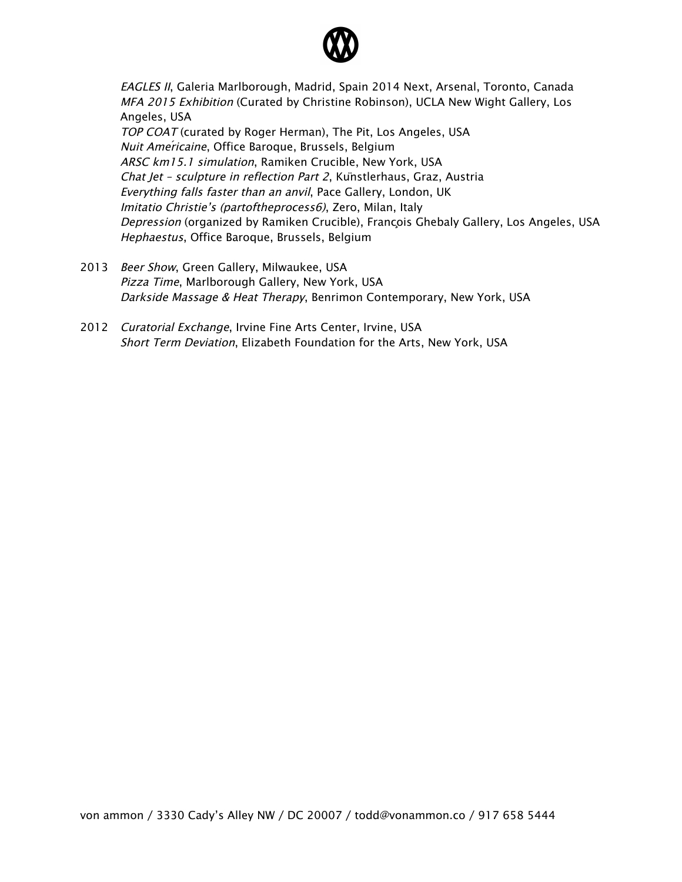*EAGLES II*, Galeria Marlborough, Madrid, Spain 2014 Next, Arsenal, Toronto, Canada
*MFA 2015 Exhibition* (Curated by Christine Robinson), UCLA New Wight Gallery, Los Angeles, USA
*TOP COAT* (curated by Roger Herman), The Pit, Los Angeles, USA
*Nuit Américaine*, Office Baroque, Brussels, Belgium
*ARSC km15.1 simulation*, Ramiken Crucible, New York, USA
*Chat Jet – sculpture in reflection Part 2*, Künstlerhaus, Graz, Austria
*Everything falls faster than an anvil*, Pace Gallery, London, UK
*Imitatio Christie's (partoftheprocess6)*, Zero, Milan, Italy
*Depression* (organized by Ramiken Crucible), François Ghebaly Gallery, Los Angeles, USA
*Hephaestus*, Office Baroque, Brussels, Belgium

2013 *Beer Show*, Green Gallery, Milwaukee, USA
*Pizza Time*, Marlborough Gallery, New York, USA
*Darkside Massage & Heat Therapy*, Benrimon Contemporary, New York, USA

2012 *Curatorial Exchange*, Irvine Fine Arts Center, Irvine, USA
*Short Term Deviation*, Elizabeth Foundation for the Arts, New York, USA

von ammon / 3330 Cady's Alley NW / DC 20007 / todd@vonammon.co / 917 658 5444